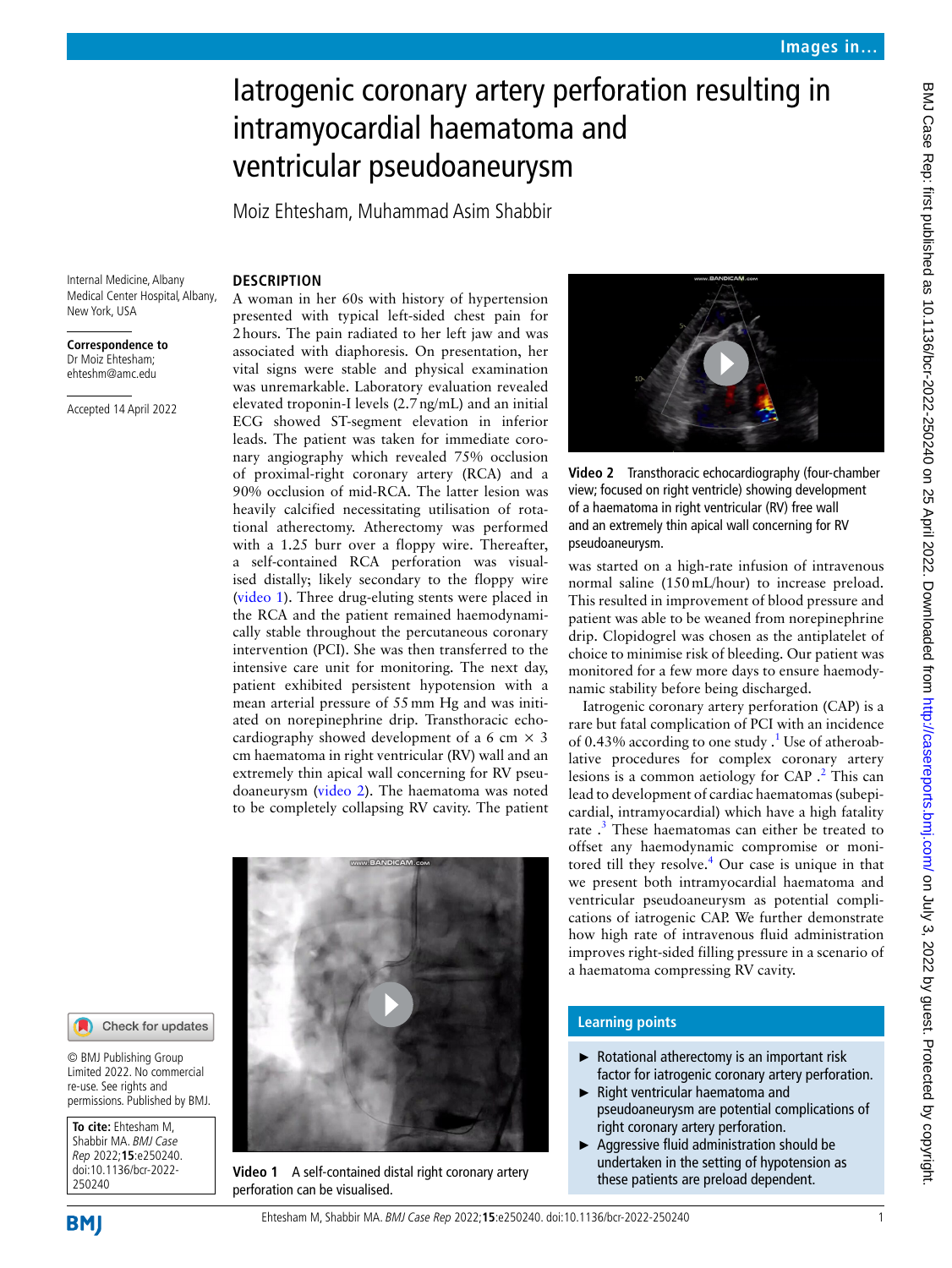# Iatrogenic coronary artery perforation resulting in intramyocardial haematoma and ventricular pseudoaneurysm

Moiz Ehtesham, Muhammad Asim Shabbir

Internal Medicine, Albany Medical Center Hospital, Albany, New York, USA

**Correspondence to**
Dr Moiz Ehtesham; ehteshm@amc.edu

Accepted 14 April 2022

© BMJ Publishing Group Limited 2022. No commercial re-use. See rights and permissions. Published by BMJ.

**To cite:** Ehtesham M, Shabbir MA. *BMJ Case Rep* 2022;**15**:e250240. doi:10.1136/bcr-2022-250240

## DESCRIPTION

A woman in her 60s with history of hypertension presented with typical left-sided chest pain for 2 hours. The pain radiated to her left jaw and was associated with diaphoresis. On presentation, her vital signs were stable and physical examination was unremarkable. Laboratory evaluation revealed elevated troponin-I levels (2.7 ng/mL) and an initial ECG showed ST-segment elevation in inferior leads. The patient was taken for immediate coronary angiography which revealed 75% occlusion of proximal-right coronary artery (RCA) and a 90% occlusion of mid-RCA. The latter lesion was heavily calcified necessitating utilisation of rotational atherectomy. Atherectomy was performed with a 1.25 burr over a floppy wire. Thereafter, a self-contained RCA perforation was visualised distally; likely secondary to the floppy wire (video 1). Three drug-eluting stents were placed in the RCA and the patient remained haemodynamically stable throughout the percutaneous coronary intervention (PCI). She was then transferred to the intensive care unit for monitoring. The next day, patient exhibited persistent hypotension with a mean arterial pressure of 55 mm Hg and was initiated on norepinephrine drip. Transthoracic echocardiography showed development of a 6 cm × 3 cm haematoma in right ventricular (RV) wall and an extremely thin apical wall concerning for RV pseudoaneurysm (video 2). The haematoma was noted to be completely collapsing RV cavity. The patient was started on a high-rate infusion of intravenous normal saline (150 mL/hour) to increase preload. This resulted in improvement of blood pressure and patient was able to be weaned from norepinephrine drip. Clopidogrel was chosen as the antiplatelet of choice to minimise risk of bleeding. Our patient was monitored for a few more days to ensure haemodynamic stability before being discharged.

Video 1 A self-contained distal right coronary artery perforation can be visualised.

Video 2 Transthoracic echocardiography (four-chamber view; focused on right ventricle) showing development of a haematoma in right ventricular (RV) free wall and an extremely thin apical wall concerning for RV pseudoaneurysm.

Iatrogenic coronary artery perforation (CAP) is a rare but fatal complication of PCI with an incidence of 0.43% according to one study.[1] Use of atheroablative procedures for complex coronary artery lesions is a common aetiology for CAP.[2] This can lead to development of cardiac haematomas (subepicardial, intramyocardial) which have a high fatality rate.[3] These haematomas can either be treated to offset any haemodynamic compromise or monitored till they resolve.[4] Our case is unique in that we present both intramyocardial haematoma and ventricular pseudoaneurysm as potential complications of iatrogenic CAP. We further demonstrate how high rate of intravenous fluid administration improves right-sided filling pressure in a scenario of a haematoma compressing RV cavity.

### Learning points

- Rotational atherectomy is an important risk factor for iatrogenic coronary artery perforation.
- Right ventricular haematoma and pseudoaneurysm are potential complications of right coronary artery perforation.
- Aggressive fluid administration should be undertaken in the setting of hypotension as these patients are preload dependent.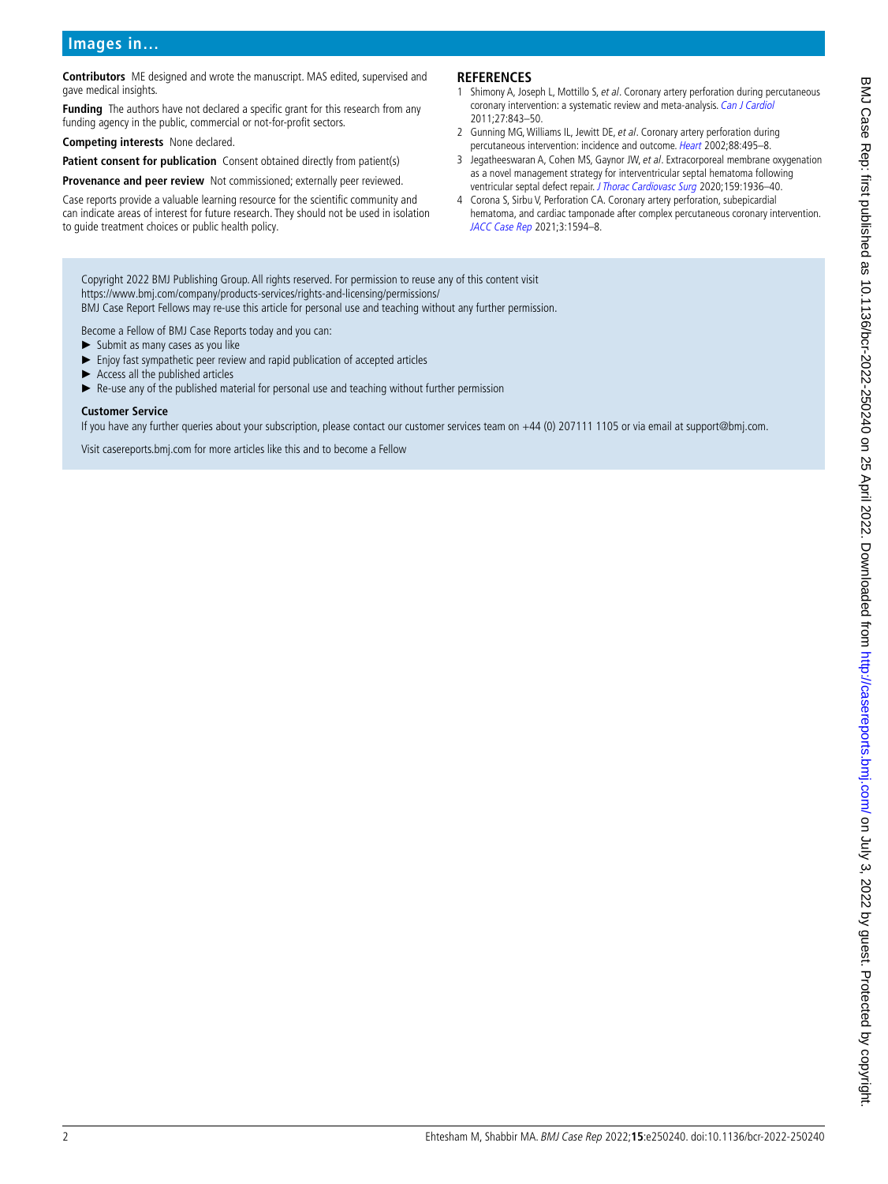**Contributors** ME designed and wrote the manuscript. MAS edited, supervised and gave medical insights.

**Funding** The authors have not declared a specific grant for this research from any funding agency in the public, commercial or not-for-profit sectors.

**Competing interests** None declared.

**Patient consent for publication** Consent obtained directly from patient(s)

**Provenance and peer review** Not commissioned; externally peer reviewed.

Case reports provide a valuable learning resource for the scientific community and can indicate areas of interest for future research. They should not be used in isolation to guide treatment choices or public health policy.

## REFERENCES

1. Shimony A, Joseph L, Mottillo S, *et al*. Coronary artery perforation during percutaneous coronary intervention: a systematic review and meta-analysis. *Can J Cardiol* 2011;27:843–50.
2. Gunning MG, Williams IL, Jewitt DE, *et al*. Coronary artery perforation during percutaneous intervention: incidence and outcome. *Heart* 2002;88:495–8.
3. Jegatheeswaran A, Cohen MS, Gaynor JW, *et al*. Extracorporeal membrane oxygenation as a novel management strategy for interventricular septal hematoma following ventricular septal defect repair. *J Thorac Cardiovasc Surg* 2020;159:1936–40.
4. Corona S, Sirbu V, Perforation CA. Coronary artery perforation, subepicardial hematoma, and cardiac tamponade after complex percutaneous coronary intervention. *JACC Case Rep* 2021;3:1594–8.

Copyright 2022 BMJ Publishing Group. All rights reserved. For permission to reuse any of this content visit https://www.bmj.com/company/products-services/rights-and-licensing/permissions/
BMJ Case Report Fellows may re-use this article for personal use and teaching without any further permission.

Become a Fellow of BMJ Case Reports today and you can:

- Submit as many cases as you like
- Enjoy fast sympathetic peer review and rapid publication of accepted articles
- Access all the published articles
- Re-use any of the published material for personal use and teaching without further permission

**Customer Service**

If you have any further queries about your subscription, please contact our customer services team on +44 (0) 207111 1105 or via email at support@bmj.com.

Visit casereports.bmj.com for more articles like this and to become a Fellow